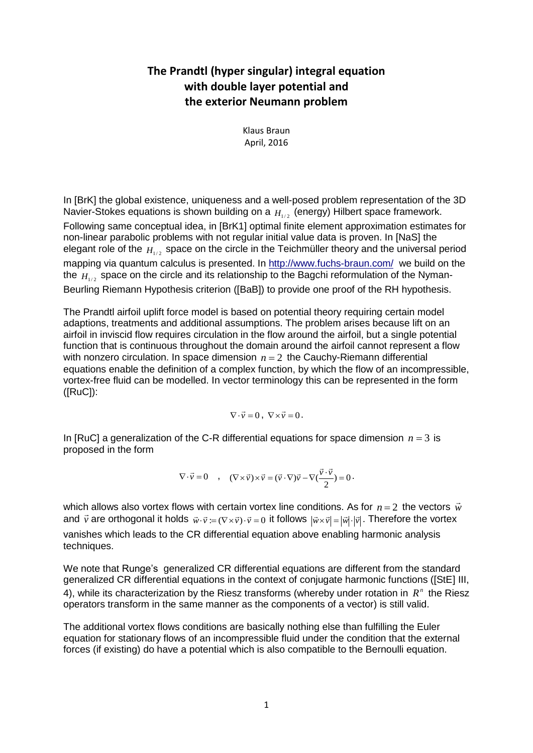# The Prandtl (hyper singular) integral equation with double layer potential and the exterior Neumann problem

Klaus Braun
April, 2016

In [BrK] the global existence, uniqueness and a well-posed problem representation of the 3D Navier-Stokes equations is shown building on a $H_{1/2}$ (energy) Hilbert space framework. Following same conceptual idea, in [BrK1] optimal finite element approximation estimates for non-linear parabolic problems with not regular initial value data is proven. In [NaS] the elegant role of the $H_{1/2}$ space on the circle in the Teichmüller theory and the universal period mapping via quantum calculus is presented. In http://www.fuchs-braun.com/ we build on the the $H_{1/2}$ space on the circle and its relationship to the Bagchi reformulation of the Nyman-Beurling Riemann Hypothesis criterion ([BaB]) to provide one proof of the RH hypothesis.

The Prandtl airfoil uplift force model is based on potential theory requiring certain model adaptions, treatments and additional assumptions. The problem arises because lift on an airfoil in inviscid flow requires circulation in the flow around the airfoil, but a single potential function that is continuous throughout the domain around the airfoil cannot represent a flow with nonzero circulation. In space dimension $n = 2$ the Cauchy-Riemann differential equations enable the definition of a complex function, by which the flow of an incompressible, vortex-free fluid can be modelled. In vector terminology this can be represented in the form ([RuC]):

$$\nabla \cdot \vec{v} = 0 \, , \; \nabla \times \vec{v} = 0 \, .$$

In [RuC] a generalization of the C-R differential equations for space dimension $n = 3$ is proposed in the form

$$\nabla \cdot \vec{v} = 0 \quad , \quad (\nabla \times \vec{v}) \times \vec{v} = (\vec{v} \cdot \nabla)\vec{v} - \nabla(\frac{\vec{v} \cdot \vec{v}}{2}) = 0 \, .$$

which allows also vortex flows with certain vortex line conditions. As for $n = 2$ the vectors $\vec{w}$ and $\vec{v}$ are orthogonal it holds $\vec{w} \cdot \vec{v} := (\nabla \times \vec{v}) \cdot \vec{v} = 0$ it follows $|\vec{w} \times \vec{v}| = |\vec{w}| \cdot |\vec{v}|$. Therefore the vortex vanishes which leads to the CR differential equation above enabling harmonic analysis techniques.

We note that Runge's generalized CR differential equations are different from the standard generalized CR differential equations in the context of conjugate harmonic functions ([StE] III, 4), while its characterization by the Riesz transforms (whereby under rotation in $R^n$ the Riesz operators transform in the same manner as the components of a vector) is still valid.

The additional vortex flows conditions are basically nothing else than fulfilling the Euler equation for stationary flows of an incompressible fluid under the condition that the external forces (if existing) do have a potential which is also compatible to the Bernoulli equation.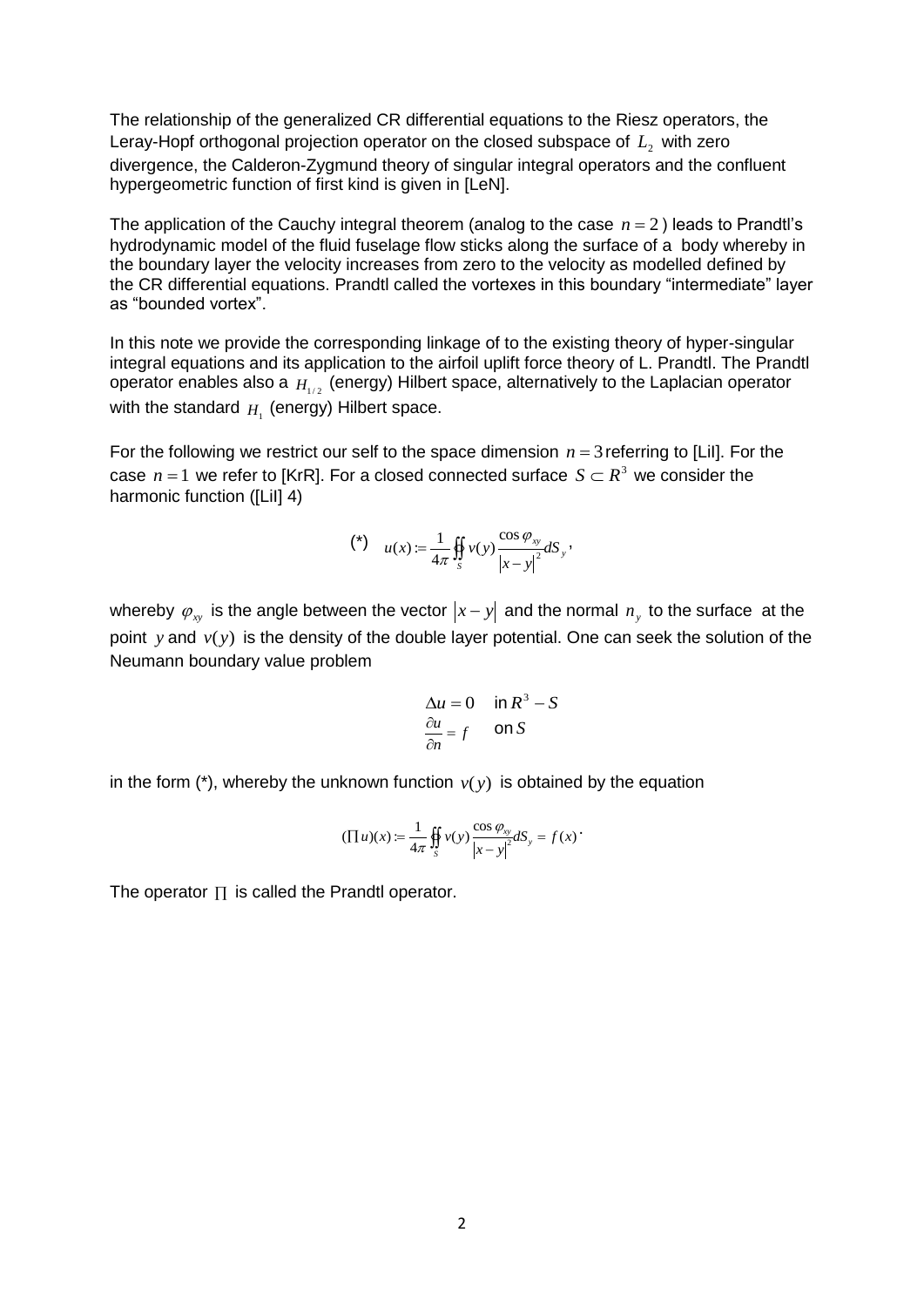The relationship of the generalized CR differential equations to the Riesz operators, the Leray-Hopf orthogonal projection operator on the closed subspace of $L_2$ with zero divergence, the Calderon-Zygmund theory of singular integral operators and the confluent hypergeometric function of first kind is given in [LeN].

The application of the Cauchy integral theorem (analog to the case $n=2$) leads to Prandtl's hydrodynamic model of the fluid fuselage flow sticks along the surface of a body whereby in the boundary layer the velocity increases from zero to the velocity as modelled defined by the CR differential equations. Prandtl called the vortexes in this boundary "intermediate" layer as "bounded vortex".

In this note we provide the corresponding linkage of to the existing theory of hyper-singular integral equations and its application to the airfoil uplift force theory of L. Prandtl. The Prandtl operator enables also a $H_{1/2}$ (energy) Hilbert space, alternatively to the Laplacian operator with the standard $H_1$ (energy) Hilbert space.

For the following we restrict our self to the space dimension $n=3$ referring to [LiI]. For the case $n=1$ we refer to [KrR]. For a closed connected surface $S \subset R^3$ we consider the harmonic function ([LiI] 4)

$$(*) \quad u(x) := \frac{1}{4\pi} \oiint_S v(y) \frac{\cos \varphi_{xy}}{|x-y|^2} dS_y ,$$

whereby $\varphi_{xy}$ is the angle between the vector $|x-y|$ and the normal $n_y$ to the surface at the point $y$ and $v(y)$ is the density of the double layer potential. One can seek the solution of the Neumann boundary value problem

$$\begin{aligned} \Delta u &= 0 \quad \text{in } R^3 - S \\ \frac{\partial u}{\partial n} &= f \quad \text{on } S \end{aligned}$$

in the form (*), whereby the unknown function $v(y)$ is obtained by the equation

$$(\prod u)(x) := \frac{1}{4\pi} \oiint_S v(y) \frac{\cos \varphi_{xy}}{|x-y|^2} dS_y = f(x) .$$

The operator $\prod$ is called the Prandtl operator.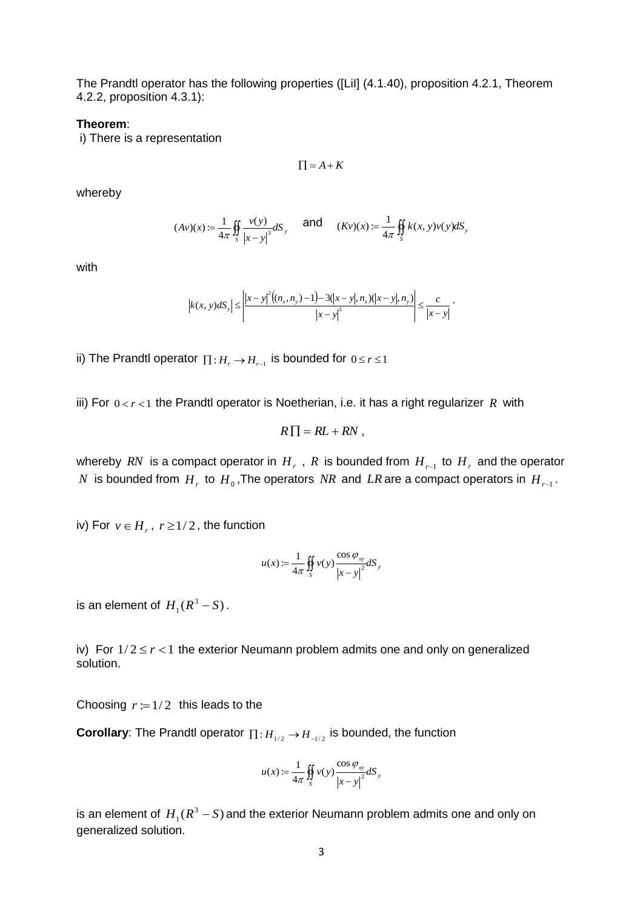The Prandtl operator has the following properties ([LiI] (4.1.40), proposition 4.2.1, Theorem 4.2.2, proposition 4.3.1):

**Theorem**:

i) There is a representation

$$\prod = A + K$$

whereby

$$(Av)(x) := \frac{1}{4\pi} \oiint_S \frac{v(y)}{|x-y|^3} dS_y \quad \text{and} \quad (Kv)(x) := \frac{1}{4\pi} \oiint_S k(x,y)v(y)dS_y$$

with

$$\left| k(x,y)dS_y \right| \leq \left| \frac{|x-y|^2\left((n_x, n_y) - 1\right) - 3(|x-y|, n_x)(|x-y|, n_y)}{|x-y|^5} \right| \leq \frac{c}{|x-y|} .$$

ii) The Prandtl operator $\prod : H_r \to H_{r-1}$ is bounded for $0 \leq r \leq 1$

iii) For $0 < r < 1$ the Prandtl operator is Noetherian, i.e. it has a right regularizer $R$ with

$$R\prod = RL + RN ,$$

whereby $RN$ is a compact operator in $H_r$ , $R$ is bounded from $H_{r-1}$ to $H_r$ and the operator $N$ is bounded from $H_r$ to $H_0$ ,The operators $NR$ and $LR$ are a compact operators in $H_{r-1}$ .

iv) For $v \in H_r$ , $r \geq 1/2$ , the function

$$u(x) := \frac{1}{4\pi} \oiint_S v(y) \frac{\cos\varphi_{xy}}{|x-y|^2} dS_y$$

is an element of $H_1(R^3 - S)$ .

iv) For $1/2 \leq r < 1$ the exterior Neumann problem admits one and only on generalized solution.

Choosing $r := 1/2$ this leads to the

**Corollary**: The Prandtl operator $\prod : H_{1/2} \to H_{-1/2}$ is bounded, the function

$$u(x) := \frac{1}{4\pi} \oiint_S v(y) \frac{\cos\varphi_{xy}}{|x-y|^2} dS_y$$

is an element of $H_1(R^3 - S)$ and the exterior Neumann problem admits one and only on generalized solution.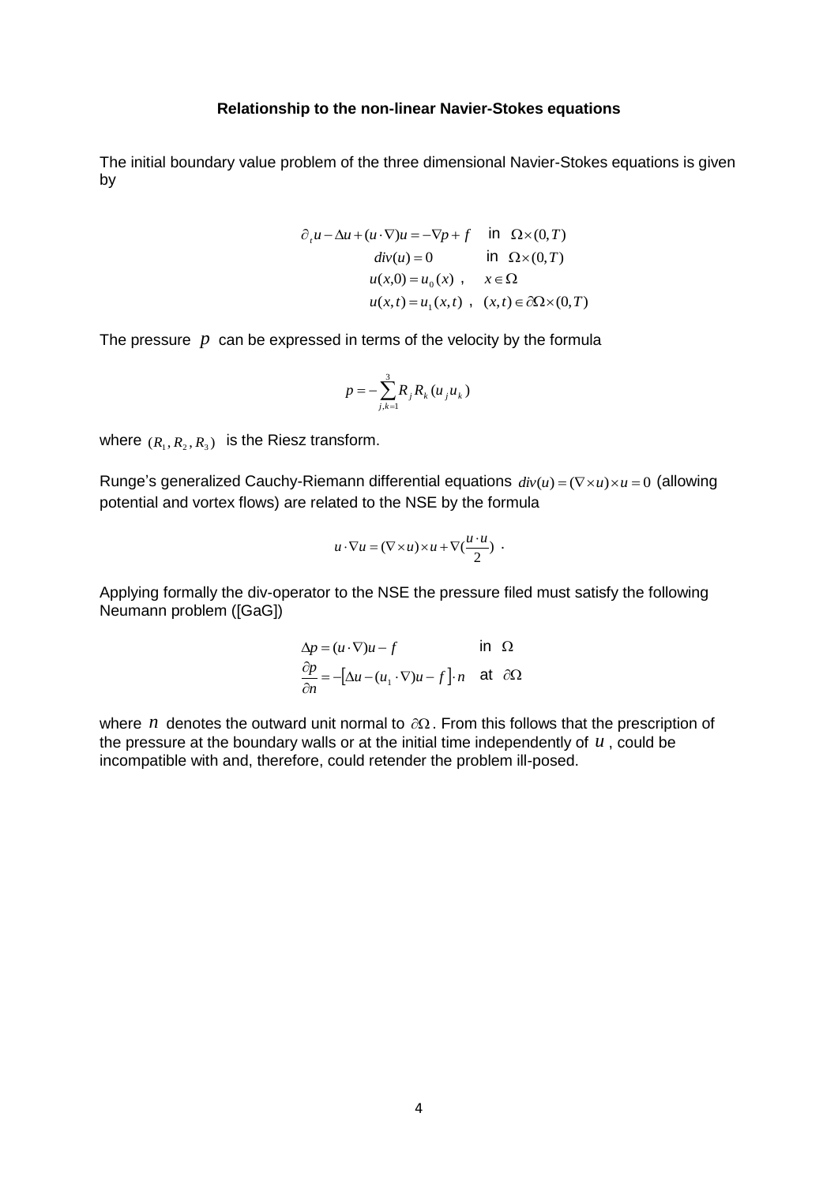**Relationship to the non-linear Navier-Stokes equations**

The initial boundary value problem of the three dimensional Navier-Stokes equations is given by

$$
\begin{aligned}
\partial_t u - \Delta u + (u \cdot \nabla)u = -\nabla p + f \quad & \text{in } \Omega \times (0,T) \\
div(u) = 0 \quad & \text{in } \Omega \times (0,T) \\
u(x,0) = u_0(x) \ , \quad & x \in \Omega \\
u(x,t) = u_1(x,t) \ , \quad & (x,t) \in \partial\Omega \times (0,T)
\end{aligned}
$$

The pressure $p$ can be expressed in terms of the velocity by the formula

$$p = -\sum_{j,k=1}^{3} R_j R_k (u_j u_k)$$

where $(R_1, R_2, R_3)$ is the Riesz transform.

Runge's generalized Cauchy-Riemann differential equations $div(u) = (\nabla \times u) \times u = 0$ (allowing potential and vortex flows) are related to the NSE by the formula

$$u \cdot \nabla u = (\nabla \times u) \times u + \nabla(\frac{u \cdot u}{2}) \ .$$

Applying formally the div-operator to the NSE the pressure filed must satisfy the following Neumann problem ([GaG])

$$
\begin{aligned}
\Delta p = (u \cdot \nabla)u - f \quad & \text{in } \Omega \\
\frac{\partial p}{\partial n} = -\left[ \Delta u - (u_1 \cdot \nabla)u - f \right] \cdot n \quad & \text{at } \partial\Omega
\end{aligned}
$$

where $n$ denotes the outward unit normal to $\partial\Omega$. From this follows that the prescription of the pressure at the boundary walls or at the initial time independently of $u$, could be incompatible with and, therefore, could retender the problem ill-posed.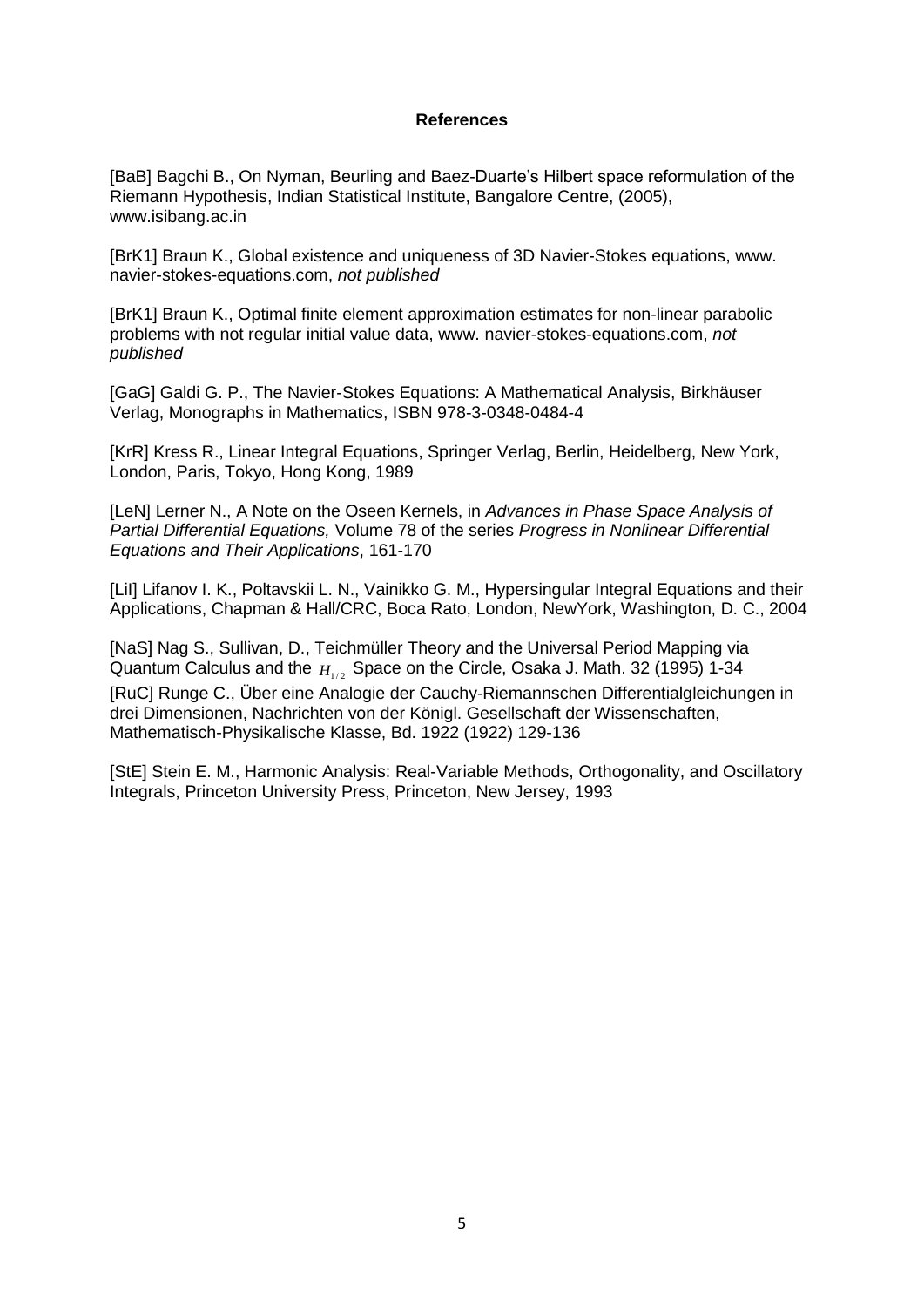## References

[BaB] Bagchi B., On Nyman, Beurling and Baez-Duarte's Hilbert space reformulation of the Riemann Hypothesis, Indian Statistical Institute, Bangalore Centre, (2005), www.isibang.ac.in

[BrK1] Braun K., Global existence and uniqueness of 3D Navier-Stokes equations, www. navier-stokes-equations.com, *not published*

[BrK1] Braun K., Optimal finite element approximation estimates for non-linear parabolic problems with not regular initial value data, www. navier-stokes-equations.com, *not published*

[GaG] Galdi G. P., The Navier-Stokes Equations: A Mathematical Analysis, Birkhäuser Verlag, Monographs in Mathematics, ISBN 978-3-0348-0484-4

[KrR] Kress R., Linear Integral Equations, Springer Verlag, Berlin, Heidelberg, New York, London, Paris, Tokyo, Hong Kong, 1989

[LeN] Lerner N., A Note on the Oseen Kernels, in *Advances in Phase Space Analysis of Partial Differential Equations,* Volume 78 of the series *Progress in Nonlinear Differential Equations and Their Applications*, 161-170

[LiI] Lifanov I. K., Poltavskii L. N., Vainikko G. M., Hypersingular Integral Equations and their Applications, Chapman & Hall/CRC, Boca Rato, London, NewYork, Washington, D. C., 2004

[NaS] Nag S., Sullivan, D., Teichmüller Theory and the Universal Period Mapping via Quantum Calculus and the $H_{1/2}$ Space on the Circle, Osaka J. Math. 32 (1995) 1-34

[RuC] Runge C., Über eine Analogie der Cauchy-Riemannschen Differentialgleichungen in drei Dimensionen, Nachrichten von der Königl. Gesellschaft der Wissenschaften, Mathematisch-Physikalische Klasse, Bd. 1922 (1922) 129-136

[StE] Stein E. M., Harmonic Analysis: Real-Variable Methods, Orthogonality, and Oscillatory Integrals, Princeton University Press, Princeton, New Jersey, 1993